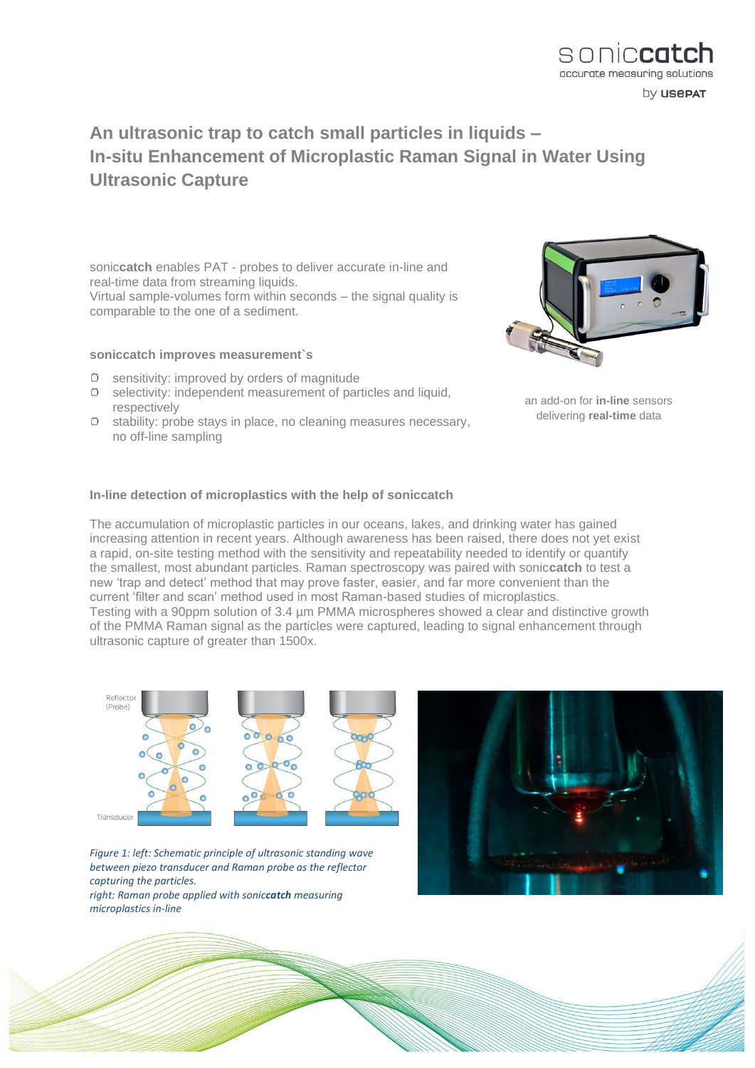# An ultrasonic trap to catch small particles in liquids – In-situ Enhancement of Microplastic Raman Signal in Water Using Ultrasonic Capture

sonic**catch** enables PAT - probes to deliver accurate in-line and real-time data from streaming liquids.
Virtual sample-volumes form within seconds – the signal quality is comparable to the one of a sediment.

an add-on for **in-line** sensors delivering **real-time** data

### soniccatch improves measurement`s

- sensitivity: improved by orders of magnitude
- selectivity: independent measurement of particles and liquid, respectively
- stability: probe stays in place, no cleaning measures necessary, no off-line sampling

### In-line detection of microplastics with the help of soniccatch

The accumulation of microplastic particles in our oceans, lakes, and drinking water has gained increasing attention in recent years. Although awareness has been raised, there does not yet exist a rapid, on-site testing method with the sensitivity and repeatability needed to identify or quantify the smallest, most abundant particles. Raman spectroscopy was paired with sonic**catch** to test a new 'trap and detect' method that may prove faster, easier, and far more convenient than the current 'filter and scan' method used in most Raman-based studies of microplastics.
Testing with a 90ppm solution of 3.4 µm PMMA microspheres showed a clear and distinctive growth of the PMMA Raman signal as the particles were captured, leading to signal enhancement through ultrasonic capture of greater than 1500x.

*Figure 1: left: Schematic principle of ultrasonic standing wave between piezo transducer and Raman probe as the reflector capturing the particles.*
*right: Raman probe applied with sonic**catch** measuring microplastics in-line*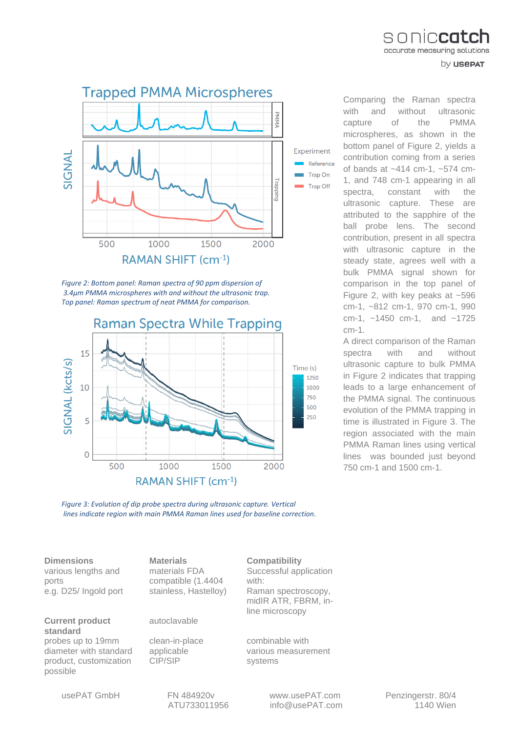Trapped PMMA Microspheres

SIGNAL

PMMA

Trapping

500 1000 1500 2000

RAMAN SHIFT (cm-1)

Experiment
Reference
Trap On
Trap Off

*Figure 2: Bottom panel: Raman spectra of 90 ppm dispersion of 3.4µm PMMA microspheres with and without the ultrasonic trap. Top panel: Raman spectrum of neat PMMA for comparison.*

Raman Spectra While Trapping

SIGNAL (kcts/s)

15
10
5
0

500 1000 1500 2000

RAMAN SHIFT (cm-1)

Time (s)
1250
1000
750
500
250

*Figure 3: Evolution of dip probe spectra during ultrasonic capture. Vertical lines indicate region with main PMMA Raman lines used for baseline correction.*

Comparing the Raman spectra with and without ultrasonic capture of the PMMA microspheres, as shown in the bottom panel of Figure 2, yields a contribution coming from a series of bands at ~414 cm-1, ~574 cm-1, and 748 cm-1 appearing in all spectra, constant with the ultrasonic capture. These are attributed to the sapphire of the ball probe lens. The second contribution, present in all spectra with ultrasonic capture in the steady state, agrees well with a bulk PMMA signal shown for comparison in the top panel of Figure 2, with key peaks at ~596 cm-1, ~812 cm-1, 970 cm-1, 990 cm-1, ~1450 cm-1, and ~1725 cm-1.

A direct comparison of the Raman spectra with and without ultrasonic capture to bulk PMMA in Figure 2 indicates that trapping leads to a large enhancement of the PMMA signal. The continuous evolution of the PMMA trapping in time is illustrated in Figure 3. The region associated with the main PMMA Raman lines using vertical lines was bounded just beyond 750 cm-1 and 1500 cm-1.

**Dimensions**
various lengths and ports
e.g. D25/ Ingold port

**Materials**
materials FDA compatible (1.4404 stainless, Hastelloy)

**Compatibility**
Successful application with:
Raman spectroscopy, midIR ATR, FBRM, in-line microscopy

**Current product standard**
probes up to 19mm diameter with standard product, customization possible

autoclavable

clean-in-place applicable
CIP/SIP

combinable with various measurement systems

usePAT GmbH

FN 484920v
ATU733011956

www.usePAT.com
info@usePAT.com

Penzingerstr. 80/4
1140 Wien